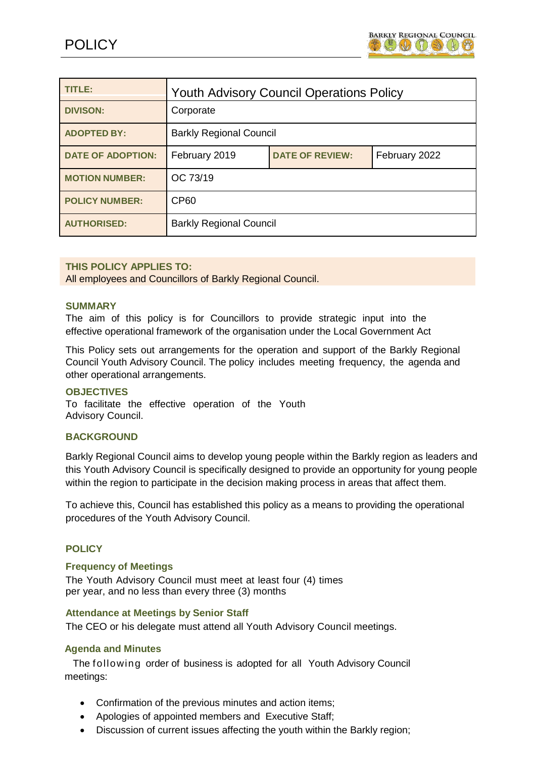# POLICY

| TITLE: | Youth Advisory Council Operations Policy | | |
|---|---|---|---|
| DIVISON: | Corporate | | |
| ADOPTED BY: | Barkly Regional Council | | |
| DATE OF ADOPTION: | February 2019 | DATE OF REVIEW: | February 2022 |
| MOTION NUMBER: | OC 73/19 | | |
| POLICY NUMBER: | CP60 | | |
| AUTHORISED: | Barkly Regional Council | | |

**THIS POLICY APPLIES TO:**
All employees and Councillors of Barkly Regional Council.

### SUMMARY

The aim of this policy is for Councillors to provide strategic input into the effective operational framework of the organisation under the Local Government Act

This Policy sets out arrangements for the operation and support of the Barkly Regional Council Youth Advisory Council. The policy includes meeting frequency, the agenda and other operational arrangements.

### OBJECTIVES

To facilitate the effective operation of the Youth Advisory Council.

### BACKGROUND

Barkly Regional Council aims to develop young people within the Barkly region as leaders and this Youth Advisory Council is specifically designed to provide an opportunity for young people within the region to participate in the decision making process in areas that affect them.

To achieve this, Council has established this policy as a means to providing the operational procedures of the Youth Advisory Council.

### POLICY

#### Frequency of Meetings

The Youth Advisory Council must meet at least four (4) times per year, and no less than every three (3) months

#### Attendance at Meetings by Senior Staff

The CEO or his delegate must attend all Youth Advisory Council meetings.

#### Agenda and Minutes

The following order of business is adopted for all Youth Advisory Council meetings:

- Confirmation of the previous minutes and action items;
- Apologies of appointed members and Executive Staff;
- Discussion of current issues affecting the youth within the Barkly region;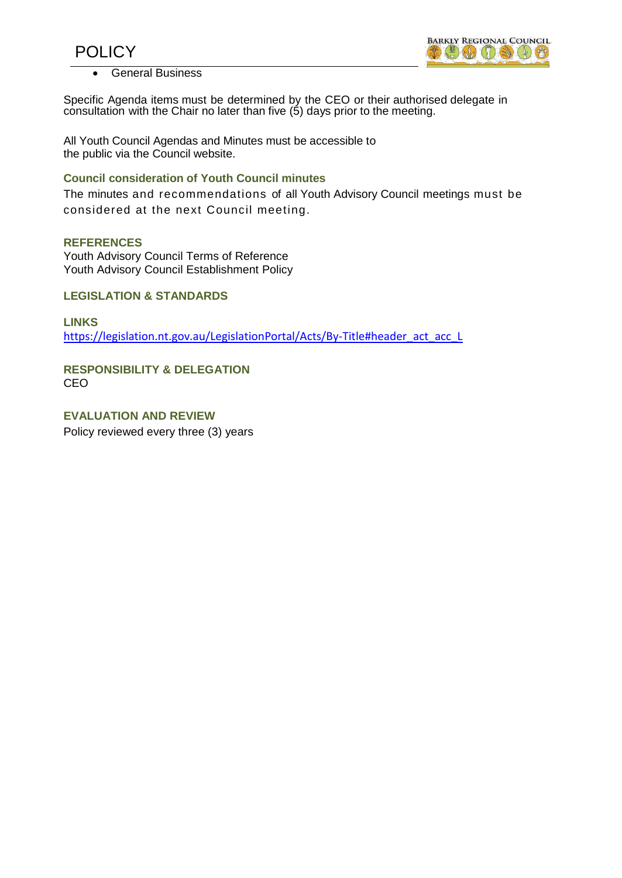- General Business

Specific Agenda items must be determined by the CEO or their authorised delegate in consultation with the Chair no later than five (5) days prior to the meeting.

All Youth Council Agendas and Minutes must be accessible to the public via the Council website.

### Council consideration of Youth Council minutes

The minutes and recommendations of all Youth Advisory Council meetings must be considered at the next Council meeting.

### REFERENCES

Youth Advisory Council Terms of Reference
Youth Advisory Council Establishment Policy

### LEGISLATION & STANDARDS

### LINKS

https://legislation.nt.gov.au/LegislationPortal/Acts/By-Title#header_act_acc_L

### RESPONSIBILITY & DELEGATION

CEO

### EVALUATION AND REVIEW

Policy reviewed every three (3) years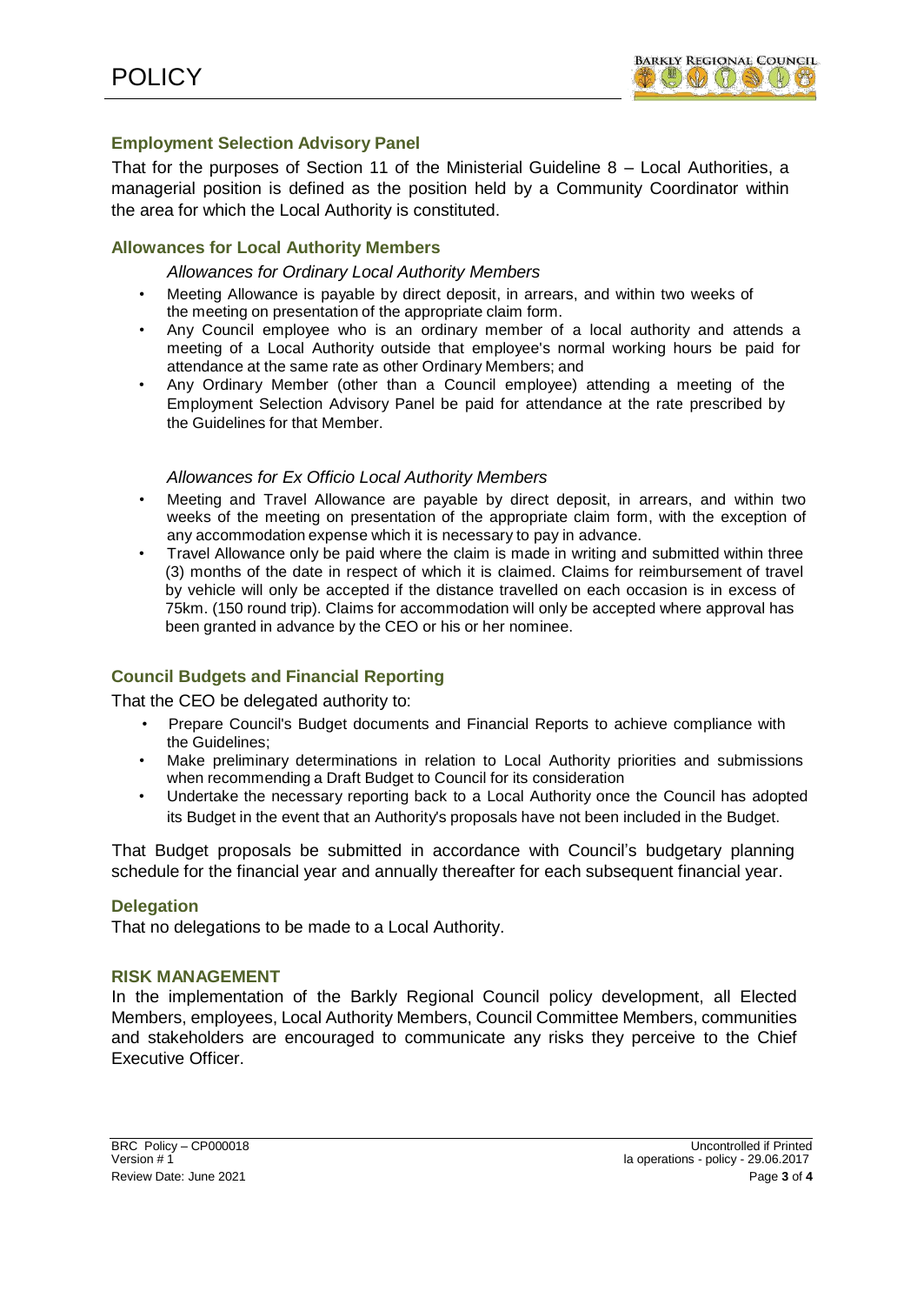### Employment Selection Advisory Panel

That for the purposes of Section 11 of the Ministerial Guideline 8 – Local Authorities, a managerial position is defined as the position held by a Community Coordinator within the area for which the Local Authority is constituted.

### Allowances for Local Authority Members

*Allowances for Ordinary Local Authority Members*

- Meeting Allowance is payable by direct deposit, in arrears, and within two weeks of the meeting on presentation of the appropriate claim form.
- Any Council employee who is an ordinary member of a local authority and attends a meeting of a Local Authority outside that employee's normal working hours be paid for attendance at the same rate as other Ordinary Members; and
- Any Ordinary Member (other than a Council employee) attending a meeting of the Employment Selection Advisory Panel be paid for attendance at the rate prescribed by the Guidelines for that Member.

*Allowances for Ex Officio Local Authority Members*

- Meeting and Travel Allowance are payable by direct deposit, in arrears, and within two weeks of the meeting on presentation of the appropriate claim form, with the exception of any accommodation expense which it is necessary to pay in advance.
- Travel Allowance only be paid where the claim is made in writing and submitted within three (3) months of the date in respect of which it is claimed. Claims for reimbursement of travel by vehicle will only be accepted if the distance travelled on each occasion is in excess of 75km. (150 round trip). Claims for accommodation will only be accepted where approval has been granted in advance by the CEO or his or her nominee.

### Council Budgets and Financial Reporting

That the CEO be delegated authority to:

- Prepare Council's Budget documents and Financial Reports to achieve compliance with the Guidelines;
- Make preliminary determinations in relation to Local Authority priorities and submissions when recommending a Draft Budget to Council for its consideration
- Undertake the necessary reporting back to a Local Authority once the Council has adopted its Budget in the event that an Authority's proposals have not been included in the Budget.

That Budget proposals be submitted in accordance with Council's budgetary planning schedule for the financial year and annually thereafter for each subsequent financial year.

### Delegation

That no delegations to be made to a Local Authority.

### RISK MANAGEMENT

In the implementation of the Barkly Regional Council policy development, all Elected Members, employees, Local Authority Members, Council Committee Members, communities and stakeholders are encouraged to communicate any risks they perceive to the Chief Executive Officer.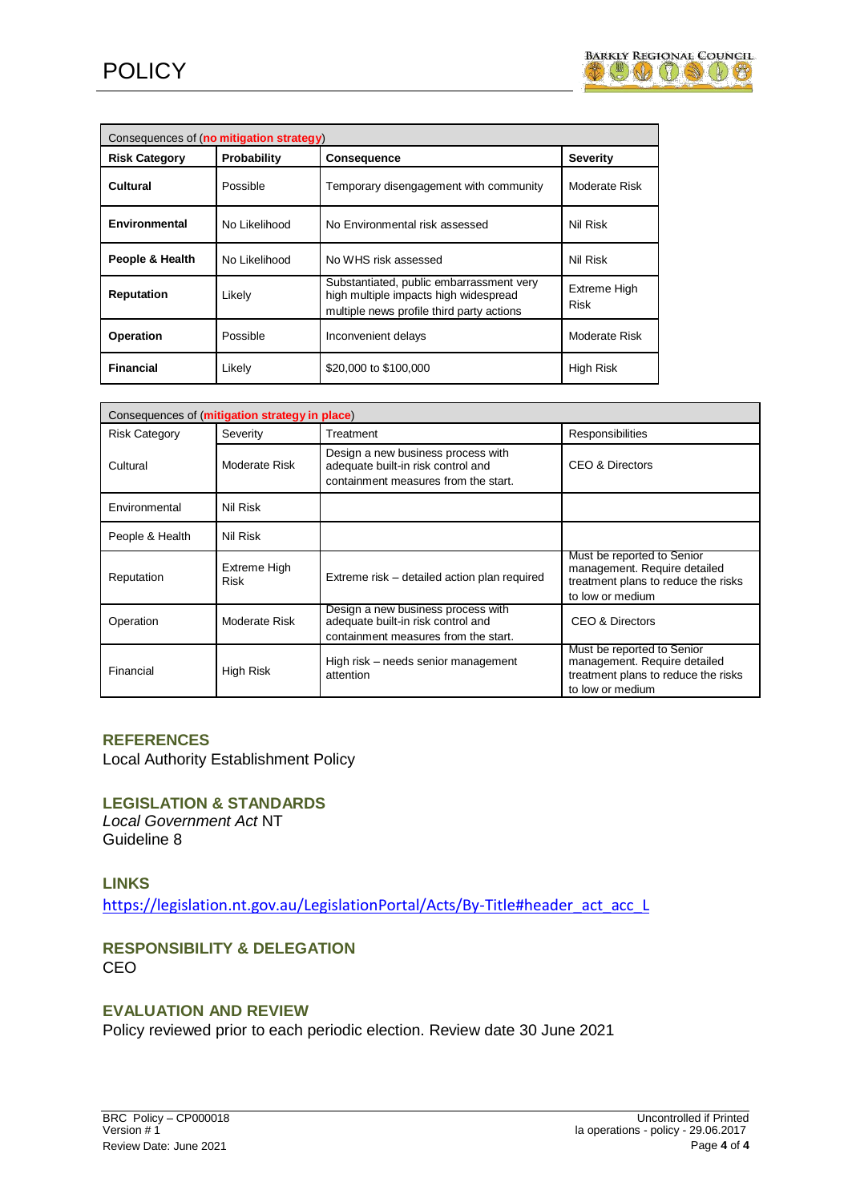| Consequences of (no mitigation strategy) | | | |
|---|---|---|---|
| **Risk Category** | **Probability** | **Consequence** | **Severity** |
| **Cultural** | Possible | Temporary disengagement with community | Moderate Risk |
| **Environmental** | No Likelihood | No Environmental risk assessed | Nil Risk |
| **People & Health** | No Likelihood | No WHS risk assessed | Nil Risk |
| **Reputation** | Likely | Substantiated, public embarrassment very high multiple impacts high widespread multiple news profile third party actions | Extreme High Risk |
| **Operation** | Possible | Inconvenient delays | Moderate Risk |
| **Financial** | Likely | $20,000 to $100,000 | High Risk |

| Consequences of (mitigation strategy in place) | | | |
|---|---|---|---|
| Risk Category | Severity | Treatment | Responsibilities |
| Cultural | Moderate Risk | Design a new business process with adequate built-in risk control and containment measures from the start. | CEO & Directors |
| Environmental | Nil Risk | | |
| People & Health | Nil Risk | | |
| Reputation | Extreme High Risk | Extreme risk – detailed action plan required | Must be reported to Senior management. Require detailed treatment plans to reduce the risks to low or medium |
| Operation | Moderate Risk | Design a new business process with adequate built-in risk control and containment measures from the start. | CEO & Directors |
| Financial | High Risk | High risk – needs senior management attention | Must be reported to Senior management. Require detailed treatment plans to reduce the risks to low or medium |

## REFERENCES

Local Authority Establishment Policy

## LEGISLATION & STANDARDS

*Local Government Act* NT
Guideline 8

## LINKS

https://legislation.nt.gov.au/LegislationPortal/Acts/By-Title#header_act_acc_L

## RESPONSIBILITY & DELEGATION

CEO

## EVALUATION AND REVIEW

Policy reviewed prior to each periodic election. Review date 30 June 2021